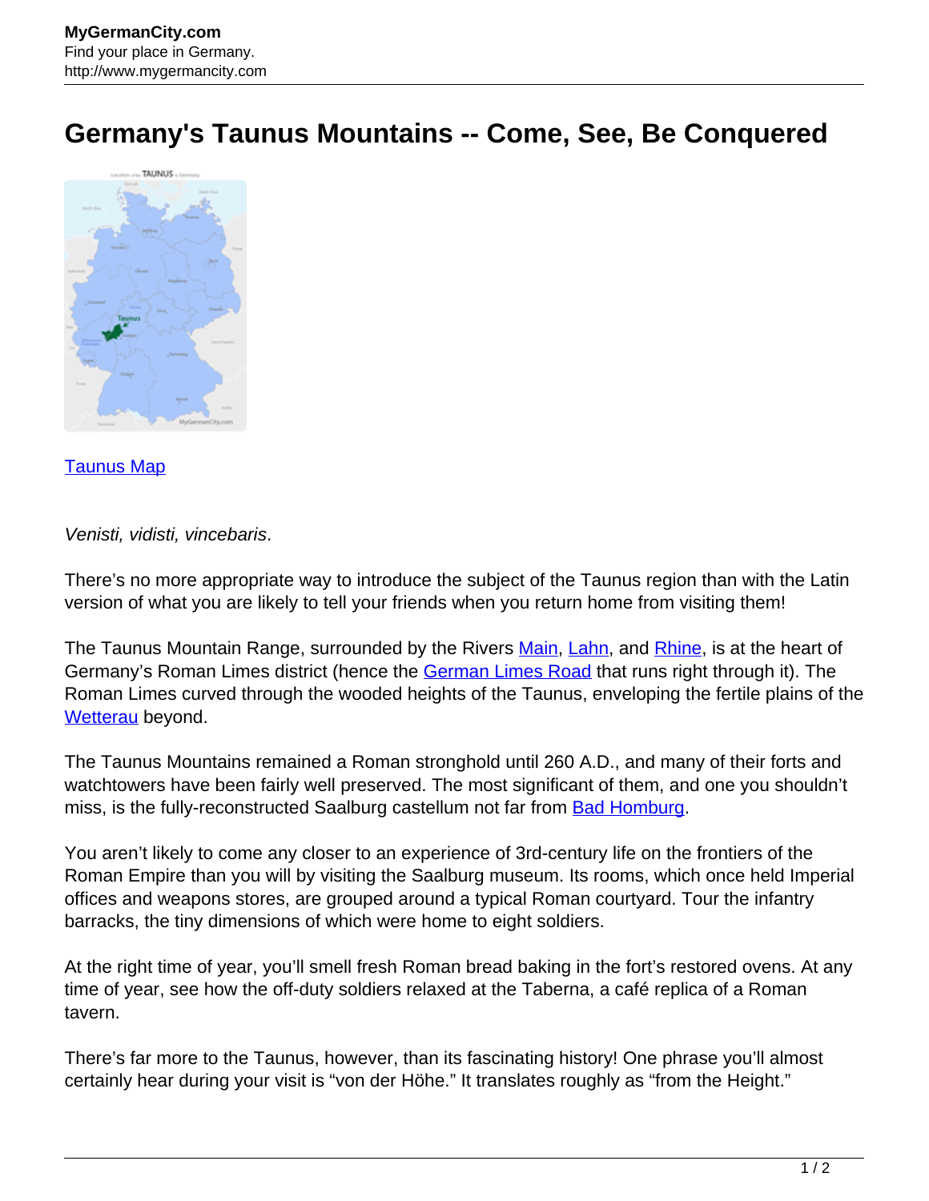# Germany's Taunus Mountains -- Come, See, Be Conquered

Taunus Map

*Venisti, vidisti, vincebaris*.

There's no more appropriate way to introduce the subject of the Taunus region than with the Latin version of what you are likely to tell your friends when you return home from visiting them!

The Taunus Mountain Range, surrounded by the Rivers Main, Lahn, and Rhine, is at the heart of Germany's Roman Limes district (hence the German Limes Road that runs right through it). The Roman Limes curved through the wooded heights of the Taunus, enveloping the fertile plains of the Wetterau beyond.

The Taunus Mountains remained a Roman stronghold until 260 A.D., and many of their forts and watchtowers have been fairly well preserved. The most significant of them, and one you shouldn't miss, is the fully-reconstructed Saalburg castellum not far from Bad Homburg.

You aren't likely to come any closer to an experience of 3rd-century life on the frontiers of the Roman Empire than you will by visiting the Saalburg museum. Its rooms, which once held Imperial offices and weapons stores, are grouped around a typical Roman courtyard. Tour the infantry barracks, the tiny dimensions of which were home to eight soldiers.

At the right time of year, you'll smell fresh Roman bread baking in the fort's restored ovens. At any time of year, see how the off-duty soldiers relaxed at the Taberna, a café replica of a Roman tavern.

There's far more to the Taunus, however, than its fascinating history! One phrase you'll almost certainly hear during your visit is "von der Höhe." It translates roughly as "from the Height."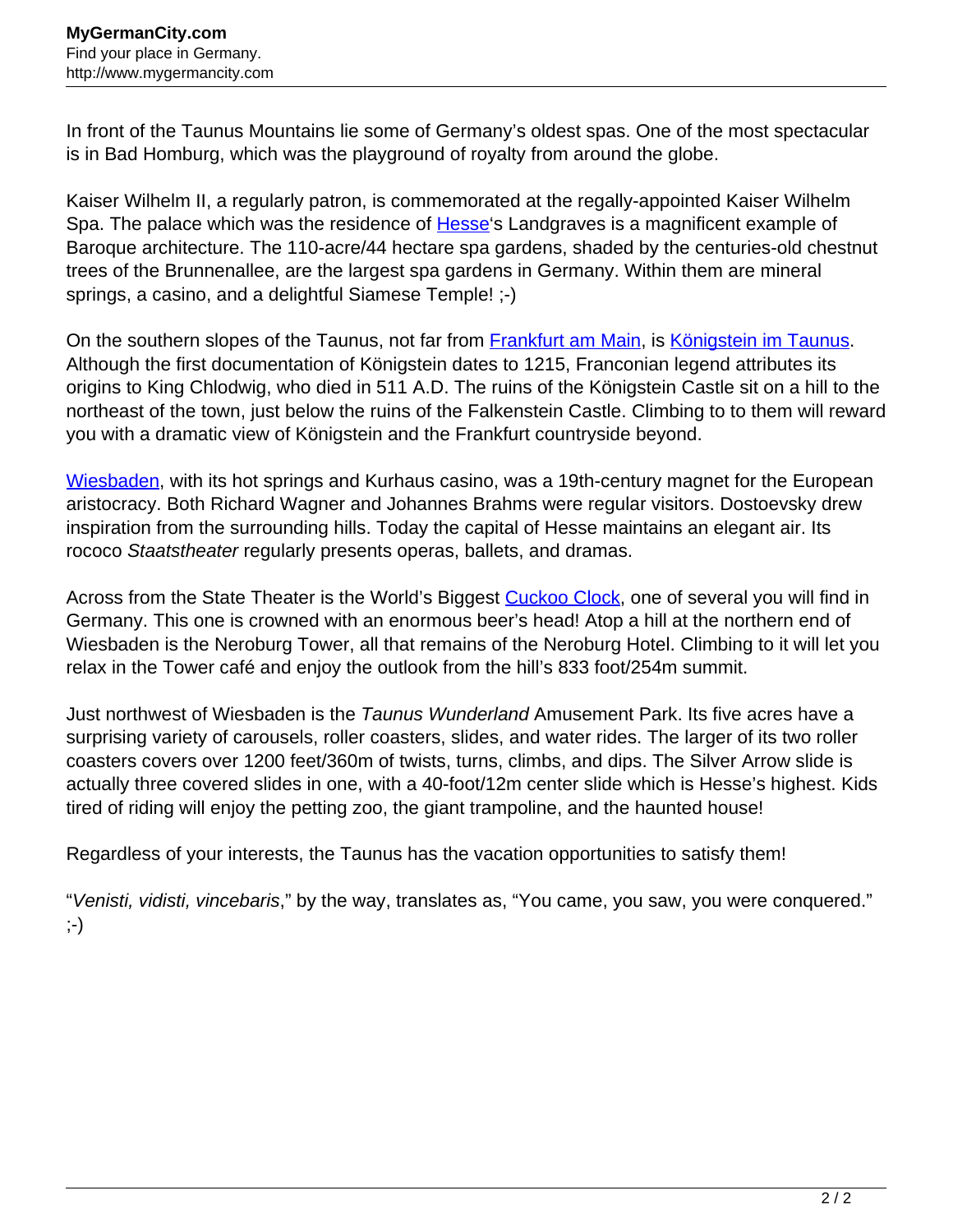In front of the Taunus Mountains lie some of Germany's oldest spas. One of the most spectacular is in Bad Homburg, which was the playground of royalty from around the globe.

Kaiser Wilhelm II, a regularly patron, is commemorated at the regally-appointed Kaiser Wilhelm Spa. The palace which was the residence of Hesse's Landgraves is a magnificent example of Baroque architecture. The 110-acre/44 hectare spa gardens, shaded by the centuries-old chestnut trees of the Brunnenallee, are the largest spa gardens in Germany. Within them are mineral springs, a casino, and a delightful Siamese Temple! ;-)

On the southern slopes of the Taunus, not far from Frankfurt am Main, is Königstein im Taunus. Although the first documentation of Königstein dates to 1215, Franconian legend attributes its origins to King Chlodwig, who died in 511 A.D. The ruins of the Königstein Castle sit on a hill to the northeast of the town, just below the ruins of the Falkenstein Castle. Climbing to to them will reward you with a dramatic view of Königstein and the Frankfurt countryside beyond.

Wiesbaden, with its hot springs and Kurhaus casino, was a 19th-century magnet for the European aristocracy. Both Richard Wagner and Johannes Brahms were regular visitors. Dostoevsky drew inspiration from the surrounding hills. Today the capital of Hesse maintains an elegant air. Its rococo *Staatstheater* regularly presents operas, ballets, and dramas.

Across from the State Theater is the World's Biggest Cuckoo Clock, one of several you will find in Germany. This one is crowned with an enormous beer's head! Atop a hill at the northern end of Wiesbaden is the Neroburg Tower, all that remains of the Neroburg Hotel. Climbing to it will let you relax in the Tower café and enjoy the outlook from the hill's 833 foot/254m summit.

Just northwest of Wiesbaden is the *Taunus Wunderland* Amusement Park. Its five acres have a surprising variety of carousels, roller coasters, slides, and water rides. The larger of its two roller coasters covers over 1200 feet/360m of twists, turns, climbs, and dips. The Silver Arrow slide is actually three covered slides in one, with a 40-foot/12m center slide which is Hesse's highest. Kids tired of riding will enjoy the petting zoo, the giant trampoline, and the haunted house!

Regardless of your interests, the Taunus has the vacation opportunities to satisfy them!

"*Venisti, vidisti, vincebaris*," by the way, translates as, "You came, you saw, you were conquered." ;-)